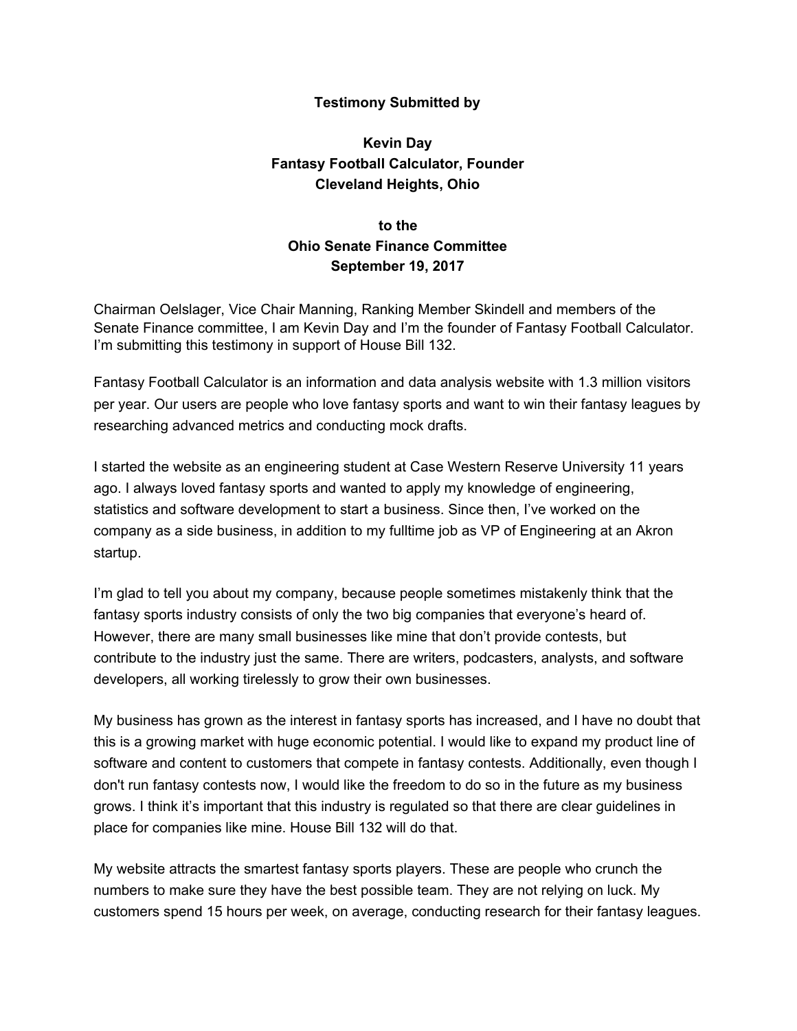**Testimony Submitted by**

**Kevin Day**
**Fantasy Football Calculator, Founder**
**Cleveland Heights, Ohio**

**to the**
**Ohio Senate Finance Committee**
**September 19, 2017**

Chairman Oelslager, Vice Chair Manning, Ranking Member Skindell and members of the Senate Finance committee, I am Kevin Day and I'm the founder of Fantasy Football Calculator. I'm submitting this testimony in support of House Bill 132.

Fantasy Football Calculator is an information and data analysis website with 1.3 million visitors per year. Our users are people who love fantasy sports and want to win their fantasy leagues by researching advanced metrics and conducting mock drafts.

I started the website as an engineering student at Case Western Reserve University 11 years ago. I always loved fantasy sports and wanted to apply my knowledge of engineering, statistics and software development to start a business. Since then, I've worked on the company as a side business, in addition to my fulltime job as VP of Engineering at an Akron startup.

I'm glad to tell you about my company, because people sometimes mistakenly think that the fantasy sports industry consists of only the two big companies that everyone's heard of. However, there are many small businesses like mine that don't provide contests, but contribute to the industry just the same. There are writers, podcasters, analysts, and software developers, all working tirelessly to grow their own businesses.

My business has grown as the interest in fantasy sports has increased, and I have no doubt that this is a growing market with huge economic potential. I would like to expand my product line of software and content to customers that compete in fantasy contests. Additionally, even though I don't run fantasy contests now, I would like the freedom to do so in the future as my business grows. I think it's important that this industry is regulated so that there are clear guidelines in place for companies like mine. House Bill 132 will do that.

My website attracts the smartest fantasy sports players. These are people who crunch the numbers to make sure they have the best possible team. They are not relying on luck. My customers spend 15 hours per week, on average, conducting research for their fantasy leagues.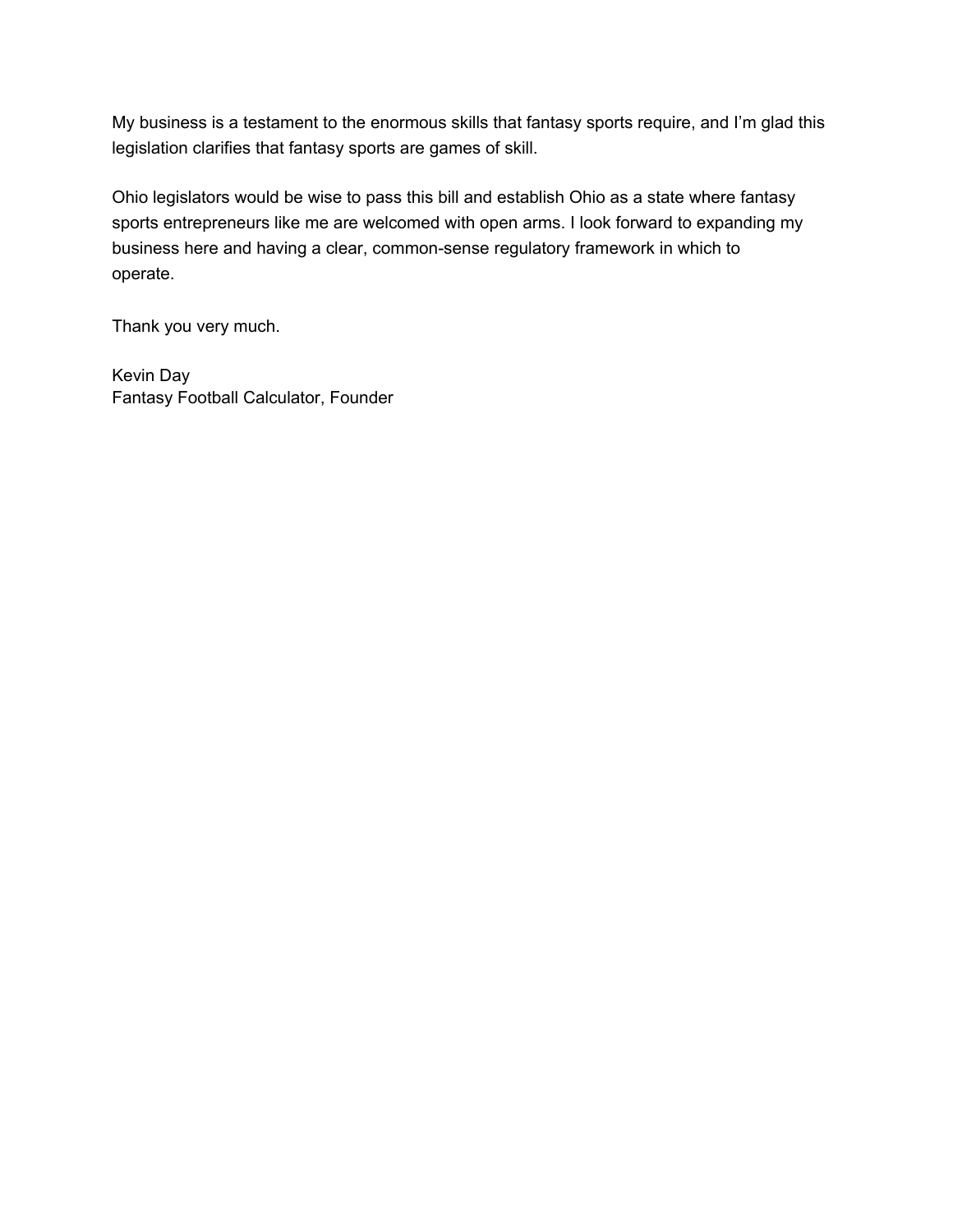My business is a testament to the enormous skills that fantasy sports require, and I'm glad this legislation clarifies that fantasy sports are games of skill.

Ohio legislators would be wise to pass this bill and establish Ohio as a state where fantasy sports entrepreneurs like me are welcomed with open arms. I look forward to expanding my business here and having a clear, common-sense regulatory framework in which to operate.

Thank you very much.

Kevin Day
Fantasy Football Calculator, Founder